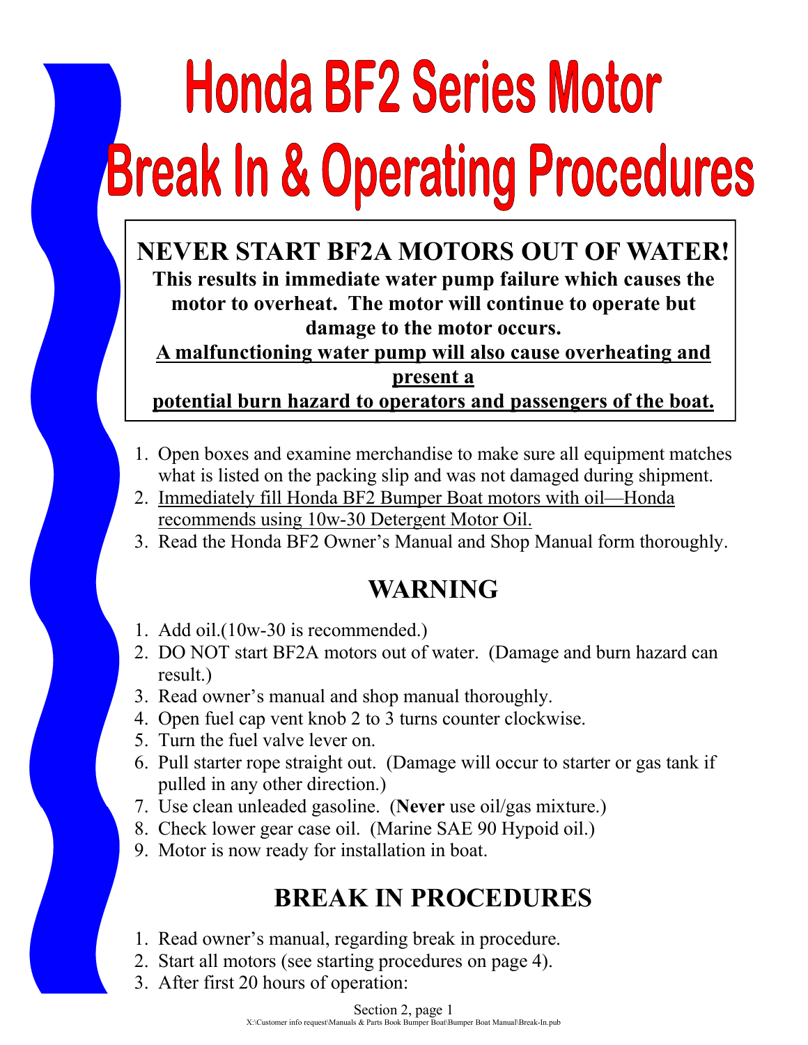# Honda BF2 Series Motor Break In & Operating Procedures

**NEVER START BF2A MOTORS OUT OF WATER!**

**This results in immediate water pump failure which causes the motor to overheat. The motor will continue to operate but damage to the motor occurs.**

**<u>A malfunctioning water pump will also cause overheating and present a potential burn hazard to operators and passengers of the boat.</u>**

1. Open boxes and examine merchandise to make sure all equipment matches what is listed on the packing slip and was not damaged during shipment.
2. <u>Immediately fill Honda BF2 Bumper Boat motors with oil—Honda recommends using 10w-30 Detergent Motor Oil.</u>
3. Read the Honda BF2 Owner's Manual and Shop Manual form thoroughly.

## WARNING

1. Add oil.(10w-30 is recommended.)
2. DO NOT start BF2A motors out of water. (Damage and burn hazard can result.)
3. Read owner's manual and shop manual thoroughly.
4. Open fuel cap vent knob 2 to 3 turns counter clockwise.
5. Turn the fuel valve lever on.
6. Pull starter rope straight out. (Damage will occur to starter or gas tank if pulled in any other direction.)
7. Use clean unleaded gasoline. (**Never** use oil/gas mixture.)
8. Check lower gear case oil. (Marine SAE 90 Hypoid oil.)
9. Motor is now ready for installation in boat.

## BREAK IN PROCEDURES

1. Read owner's manual, regarding break in procedure.
2. Start all motors (see starting procedures on page 4).
3. After first 20 hours of operation: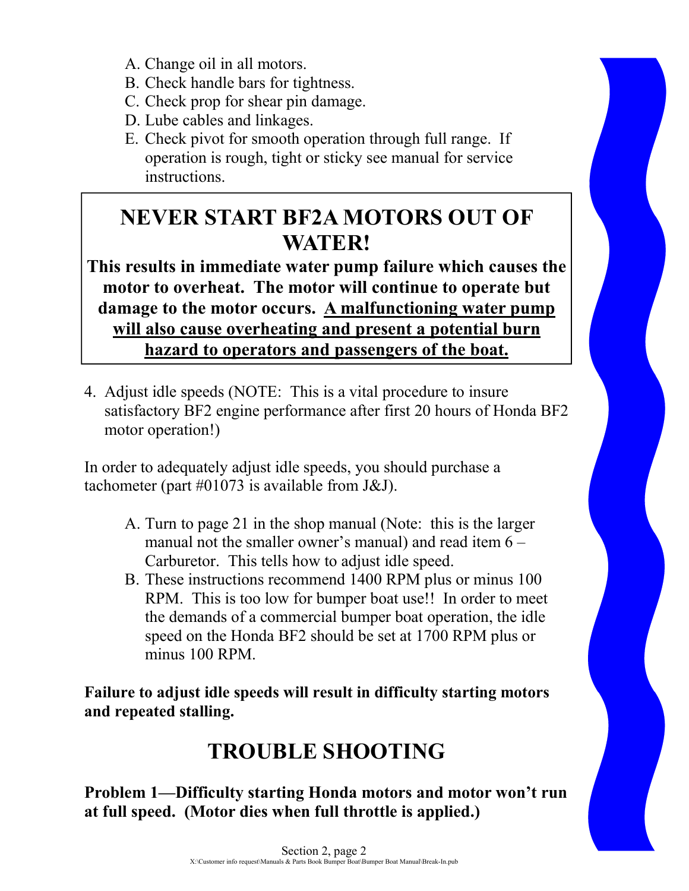A. Change oil in all motors.
B. Check handle bars for tightness.
C. Check prop for shear pin damage.
D. Lube cables and linkages.
E. Check pivot for smooth operation through full range. If operation is rough, tight or sticky see manual for service instructions.

> **NEVER START BF2A MOTORS OUT OF WATER!**
>
> **This results in immediate water pump failure which causes the motor to overheat. The motor will continue to operate but damage to the motor occurs. <u>A malfunctioning water pump will also cause overheating and present a potential burn hazard to operators and passengers of the boat.</u>**

4. Adjust idle speeds (NOTE: This is a vital procedure to insure satisfactory BF2 engine performance after first 20 hours of Honda BF2 motor operation!)

In order to adequately adjust idle speeds, you should purchase a tachometer (part #01073 is available from J&J).

A. Turn to page 21 in the shop manual (Note: this is the larger manual not the smaller owner's manual) and read item 6 – Carburetor. This tells how to adjust idle speed.
B. These instructions recommend 1400 RPM plus or minus 100 RPM. This is too low for bumper boat use!! In order to meet the demands of a commercial bumper boat operation, the idle speed on the Honda BF2 should be set at 1700 RPM plus or minus 100 RPM.

**Failure to adjust idle speeds will result in difficulty starting motors and repeated stalling.**

# TROUBLE SHOOTING

**Problem 1—Difficulty starting Honda motors and motor won't run at full speed. (Motor dies when full throttle is applied.)**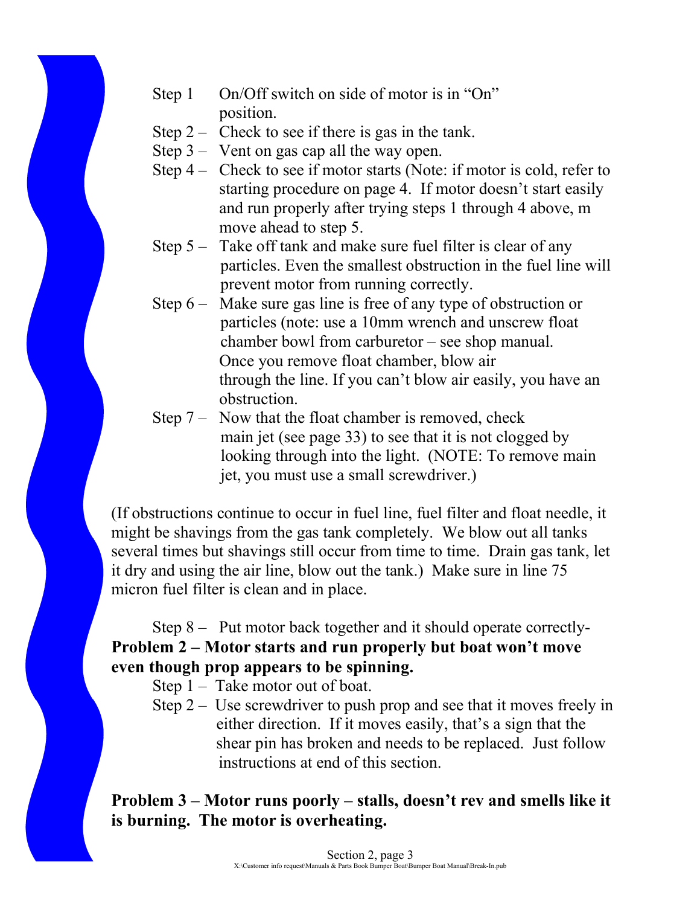Step 1 On/Off switch on side of motor is in "On" position.

Step 2 – Check to see if there is gas in the tank.

Step 3 – Vent on gas cap all the way open.

Step 4 – Check to see if motor starts (Note: if motor is cold, refer to starting procedure on page 4. If motor doesn't start easily and run properly after trying steps 1 through 4 above, m move ahead to step 5.

Step 5 – Take off tank and make sure fuel filter is clear of any particles. Even the smallest obstruction in the fuel line will prevent motor from running correctly.

Step 6 – Make sure gas line is free of any type of obstruction or particles (note: use a 10mm wrench and unscrew float chamber bowl from carburetor – see shop manual. Once you remove float chamber, blow air through the line. If you can't blow air easily, you have an obstruction.

Step 7 – Now that the float chamber is removed, check main jet (see page 33) to see that it is not clogged by looking through into the light. (NOTE: To remove main jet, you must use a small screwdriver.)

(If obstructions continue to occur in fuel line, fuel filter and float needle, it might be shavings from the gas tank completely. We blow out all tanks several times but shavings still occur from time to time. Drain gas tank, let it dry and using the air line, blow out the tank.) Make sure in line 75 micron fuel filter is clean and in place.

Step 8 – Put motor back together and it should operate correctly-

**Problem 2 – Motor starts and run properly but boat won't move even though prop appears to be spinning.**

Step 1 – Take motor out of boat.

Step 2 – Use screwdriver to push prop and see that it moves freely in either direction. If it moves easily, that's a sign that the shear pin has broken and needs to be replaced. Just follow instructions at end of this section.

**Problem 3 – Motor runs poorly – stalls, doesn't rev and smells like it is burning. The motor is overheating.**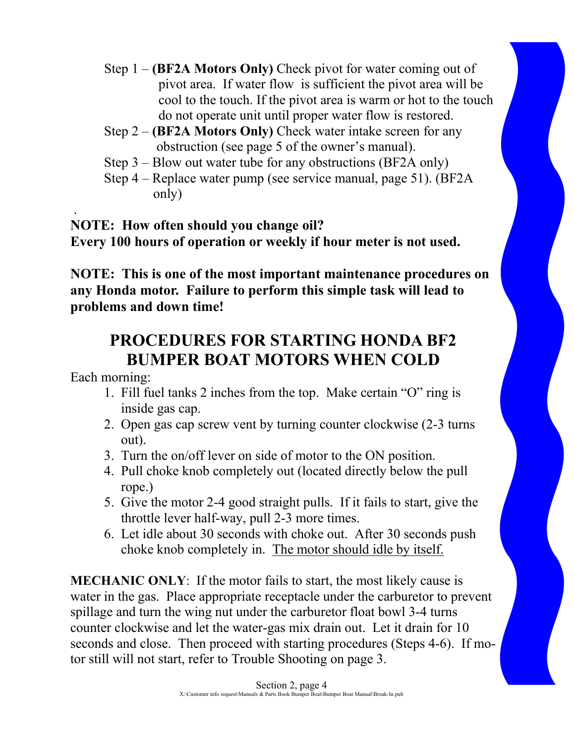Step 1 – **(BF2A Motors Only)** Check pivot for water coming out of pivot area. If water flow is sufficient the pivot area will be cool to the touch. If the pivot area is warm or hot to the touch do not operate unit until proper water flow is restored.

Step 2 – **(BF2A Motors Only)** Check water intake screen for any obstruction (see page 5 of the owner's manual).

Step 3 – Blow out water tube for any obstructions (BF2A only)

Step 4 – Replace water pump (see service manual, page 51). (BF2A only)

.

**NOTE: How often should you change oil?**
**Every 100 hours of operation or weekly if hour meter is not used.**

**NOTE: This is one of the most important maintenance procedures on any Honda motor. Failure to perform this simple task will lead to problems and down time!**

# PROCEDURES FOR STARTING HONDA BF2 BUMPER BOAT MOTORS WHEN COLD

Each morning:

1. Fill fuel tanks 2 inches from the top. Make certain "O" ring is inside gas cap.
2. Open gas cap screw vent by turning counter clockwise (2-3 turns out).
3. Turn the on/off lever on side of motor to the ON position.
4. Pull choke knob completely out (located directly below the pull rope.)
5. Give the motor 2-4 good straight pulls. If it fails to start, give the throttle lever half-way, pull 2-3 more times.
6. Let idle about 30 seconds with choke out. After 30 seconds push choke knob completely in. <u>The motor should idle by itself.</u>

**MECHANIC ONLY**: If the motor fails to start, the most likely cause is water in the gas. Place appropriate receptacle under the carburetor to prevent spillage and turn the wing nut under the carburetor float bowl 3-4 turns counter clockwise and let the water-gas mix drain out. Let it drain for 10 seconds and close. Then proceed with starting procedures (Steps 4-6). If motor still will not start, refer to Trouble Shooting on page 3.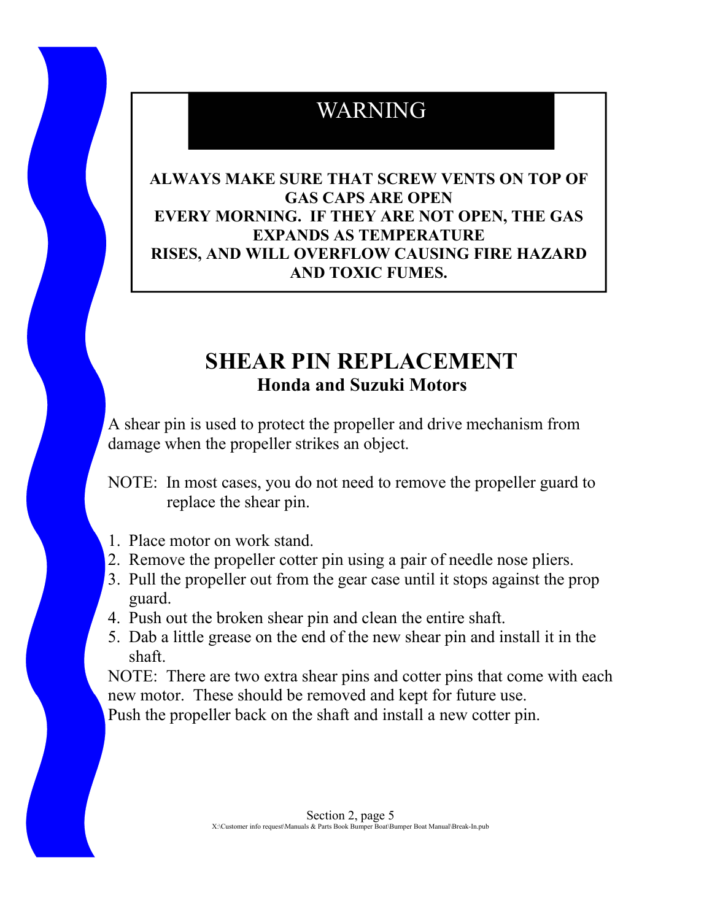## WARNING

**ALWAYS MAKE SURE THAT SCREW VENTS ON TOP OF GAS CAPS ARE OPEN EVERY MORNING. IF THEY ARE NOT OPEN, THE GAS EXPANDS AS TEMPERATURE RISES, AND WILL OVERFLOW CAUSING FIRE HAZARD AND TOXIC FUMES.**

# SHEAR PIN REPLACEMENT

### Honda and Suzuki Motors

A shear pin is used to protect the propeller and drive mechanism from damage when the propeller strikes an object.

NOTE: In most cases, you do not need to remove the propeller guard to replace the shear pin.

1. Place motor on work stand.
2. Remove the propeller cotter pin using a pair of needle nose pliers.
3. Pull the propeller out from the gear case until it stops against the prop guard.
4. Push out the broken shear pin and clean the entire shaft.
5. Dab a little grease on the end of the new shear pin and install it in the shaft.

NOTE: There are two extra shear pins and cotter pins that come with each new motor. These should be removed and kept for future use.
Push the propeller back on the shaft and install a new cotter pin.